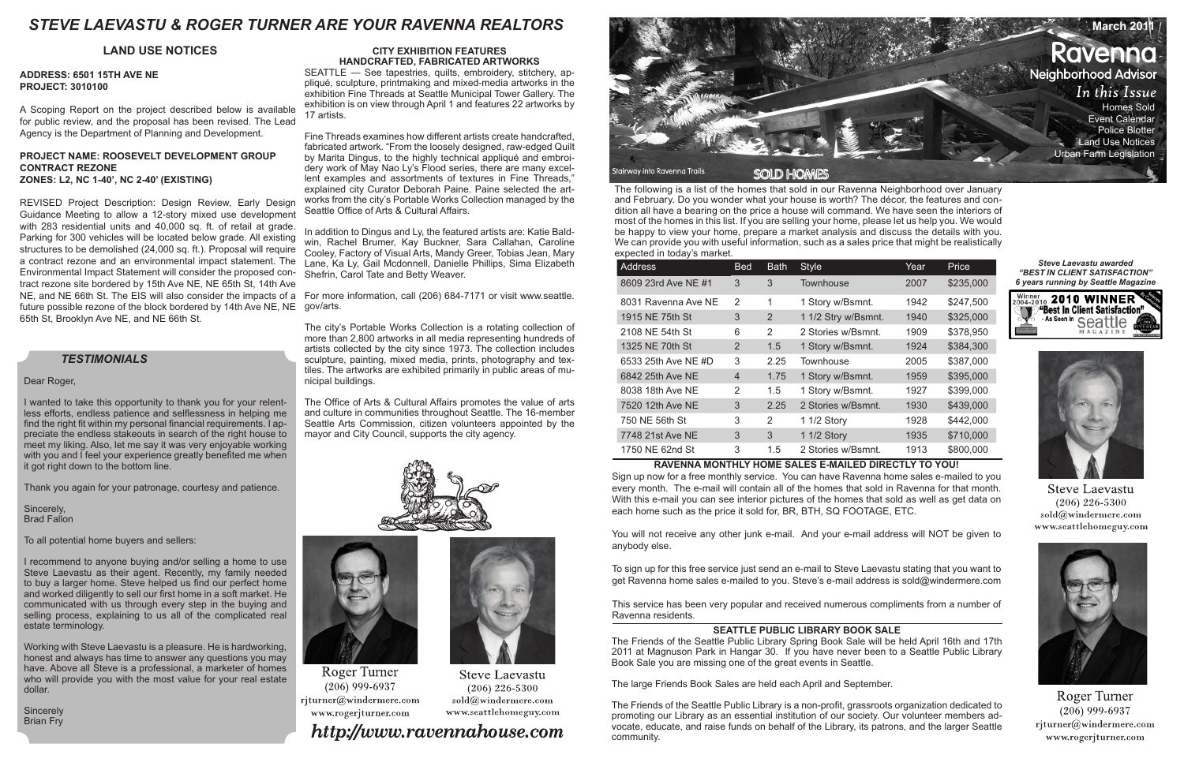# STEVE LAEVASTU & ROGER TURNER ARE YOUR RAVENNA REALTORS

## LAND USE NOTICES

**ADDRESS: 6501 15TH AVE NE**
**PROJECT: 3010100**

A Scoping Report on the project described below is available for public review, and the proposal has been revised. The Lead Agency is the Department of Planning and Development.

**PROJECT NAME: ROOSEVELT DEVELOPMENT GROUP CONTRACT REZONE**
**ZONES: L2, NC 1-40', NC 2-40' (EXISTING)**

REVISED Project Description: Design Review, Early Design Guidance Meeting to allow a 12-story mixed use development with 283 residential units and 40,000 sq. ft. of retail at grade. Parking for 300 vehicles will be located below grade. All existing structures to be demolished (24,000 sq. ft.). Proposal will require a contract rezone and an environmental impact statement. The Environmental Impact Statement will consider the proposed contract rezone site bordered by 15th Ave NE, NE 65th St, 14th Ave NE, and NE 66th St. The EIS will also consider the impacts of a future possible rezone of the block bordered by 14th Ave NE, NE 65th St, Brooklyn Ave NE, and NE 66th St.

### TESTIMONIALS

Dear Roger,

I wanted to take this opportunity to thank you for your relentless efforts, endless patience and selflessness in helping me find the right fit within my personal financial requirements. I appreciate the endless stakeouts in search of the right house to meet my liking. Also, let me say it was very enjoyable working with you and I feel your experience greatly benefited me when it got right down to the bottom line.

Thank you again for your patronage, courtesy and patience.

Sincerely,
Brad Fallon

To all potential home buyers and sellers:

I recommend to anyone buying and/or selling a home to use Steve Laevastu as their agent. Recently, my family needed to buy a larger home. Steve helped us find our perfect home and worked diligently to sell our first home in a soft market. He communicated with us through every step in the buying and selling process, explaining to us all of the complicated real estate terminology.

Working with Steve Laevastu is a pleasure. He is hardworking, honest and always has time to answer any questions you may have. Above all Steve is a professional, a marketer of homes who will provide you with the most value for your real estate dollar.

Sincerely
Brian Fry

## CITY EXHIBITION FEATURES HANDCRAFTED, FABRICATED ARTWORKS

SEATTLE — See tapestries, quilts, embroidery, stitchery, appliqué, sculpture, printmaking and mixed-media artworks in the exhibition Fine Threads at Seattle Municipal Tower Gallery. The exhibition is on view through April 1 and features 22 artworks by 17 artists.

Fine Threads examines how different artists create handcrafted, fabricated artwork. "From the loosely designed, raw-edged Quilt by Marita Dingus, to the highly technical appliqué and embroidery work of May Nao Ly's Flood series, there are many excellent examples and assortments of textures in Fine Threads," explained city Curator Deborah Paine. Paine selected the artworks from the city's Portable Works Collection managed by the Seattle Office of Arts & Cultural Affairs.

In addition to Dingus and Ly, the featured artists are: Katie Baldwin, Rachel Brumer, Kay Buckner, Sara Callahan, Caroline Cooley, Factory of Visual Arts, Mandy Greer, Tobias Jean, Mary Lane, Ka Ly, Gail Mcdonnell, Danielle Phillips, Sima Elizabeth Shefrin, Carol Tate and Betty Weaver.

For more information, call (206) 684-7171 or visit www.seattle.gov/arts.

The city's Portable Works Collection is a rotating collection of more than 2,800 artworks in all media representing hundreds of artists collected by the city since 1973. The collection includes sculpture, painting, mixed media, prints, photography and textiles. The artworks are exhibited primarily in public areas of municipal buildings.

The Office of Arts & Cultural Affairs promotes the value of arts and culture in communities throughout Seattle. The 16-member Seattle Arts Commission, citizen volunteers appointed by the mayor and City Council, supports the city agency.

Roger Turner
(206) 999-6937
rjturner@windermere.com
www.rogerjturner.com

Steve Laevastu
(206) 226-5300
sold@windermere.com
www.seattlehomeguy.com

*http://www.ravennahouse.com*

March 2011

# Ravenna Neighborhood Advisor

*In this Issue*
- Homes Sold
- Event Calendar
- Police Blotter
- Land Use Notices
- Urban Farm Legislation

Stairway into Ravenna Trails

## SOLD HOMES

The following is a list of the homes that sold in our Ravenna Neighborhood over January and February. Do you wonder what your house is worth? The décor, the features and condition all have a bearing on the price a house will command. We have seen the interiors of most of the homes in this list. If you are selling your home, please let us help you. We would be happy to view your home, prepare a market analysis and discuss the details with you. We can provide you with useful information, such as a sales price that might be realistically expected in today's market.

| Address | Bed | Bath | Style | Year | Price |
|---|---|---|---|---|---|
| 8609 23rd Ave NE #1 | 3 | 3 | Townhouse | 2007 | $235,000 |
| 8031 Ravenna Ave NE | 2 | 1 | 1 Story w/Bsmnt. | 1942 | $247,500 |
| 1915 NE 75th St | 3 | 2 | 1 1/2 Story w/Bsmnt. | 1940 | $325,000 |
| 2108 NE 54th St | 6 | 2 | 2 Stories w/Bsmnt. | 1909 | $378,950 |
| 1325 NE 70th St | 2 | 1.5 | 1 Story w/Bsmnt. | 1924 | $384,300 |
| 6533 25th Ave NE #D | 3 | 2.25 | Townhouse | 2005 | $387,000 |
| 6842 25th Ave NE | 4 | 1.75 | 1 Story w/Bsmnt. | 1959 | $395,000 |
| 8038 18th Ave NE | 2 | 1.5 | 1 Story w/Bsmnt. | 1927 | $399,000 |
| 7520 12th Ave NE | 3 | 2.25 | 2 Stories w/Bsmnt. | 1930 | $439,000 |
| 750 NE 56th St | 3 | 2 | 1 1/2 Story | 1928 | $442,000 |
| 7748 21st Ave NE | 3 | 3 | 1 1/2 Story | 1935 | $710,000 |
| 1750 NE 62nd St | 3 | 1.5 | 2 Stories w/Bsmnt. | 1913 | $800,000 |

### RAVENNA MONTHLY HOME SALES E-MAILED DIRECTLY TO YOU!

Sign up now for a free monthly service. You can have Ravenna home sales e-mailed to you every month. The e-mail will contain all of the homes that sold in Ravenna for that month. With this e-mail you can see interior pictures of the homes that sold as well as get data on each home such as the price it sold for, BR, BTH, SQ FOOTAGE, ETC.

You will not receive any other junk e-mail. And your e-mail address will NOT be given to anybody else.

To sign up for this free service just send an e-mail to Steve Laevastu stating that you want to get Ravenna home sales e-mailed to you. Steve's e-mail address is sold@windermere.com

This service has been very popular and received numerous compliments from a number of Ravenna residents.

### SEATTLE PUBLIC LIBRARY BOOK SALE

The Friends of the Seattle Public Library Spring Book Sale will be held April 16th and 17th 2011 at Magnuson Park in Hangar 30. If you have never been to a Seattle Public Library Book Sale you are missing one of the great events in Seattle.

The large Friends Book Sales are held each April and September.

The Friends of the Seattle Public Library is a non-profit, grassroots organization dedicated to promoting our Library as an essential institution of our society. Our volunteer members advocate, educate, and raise funds on behalf of the Library, its patrons, and the larger Seattle community.

*Steve Laevastu awarded "BEST IN CLIENT SATISFACTION" 6 years running by Seattle Magazine*

Winner 2004-2010 2010 WINNER "Best In Client Satisfaction" - As Seen in Seattle Magazine

Steve Laevastu
(206) 226-5300
sold@windermere.com
www.seattlehomeguy.com

Roger Turner
(206) 999-6937
rjturner@windermere.com
www.rogerjturner.com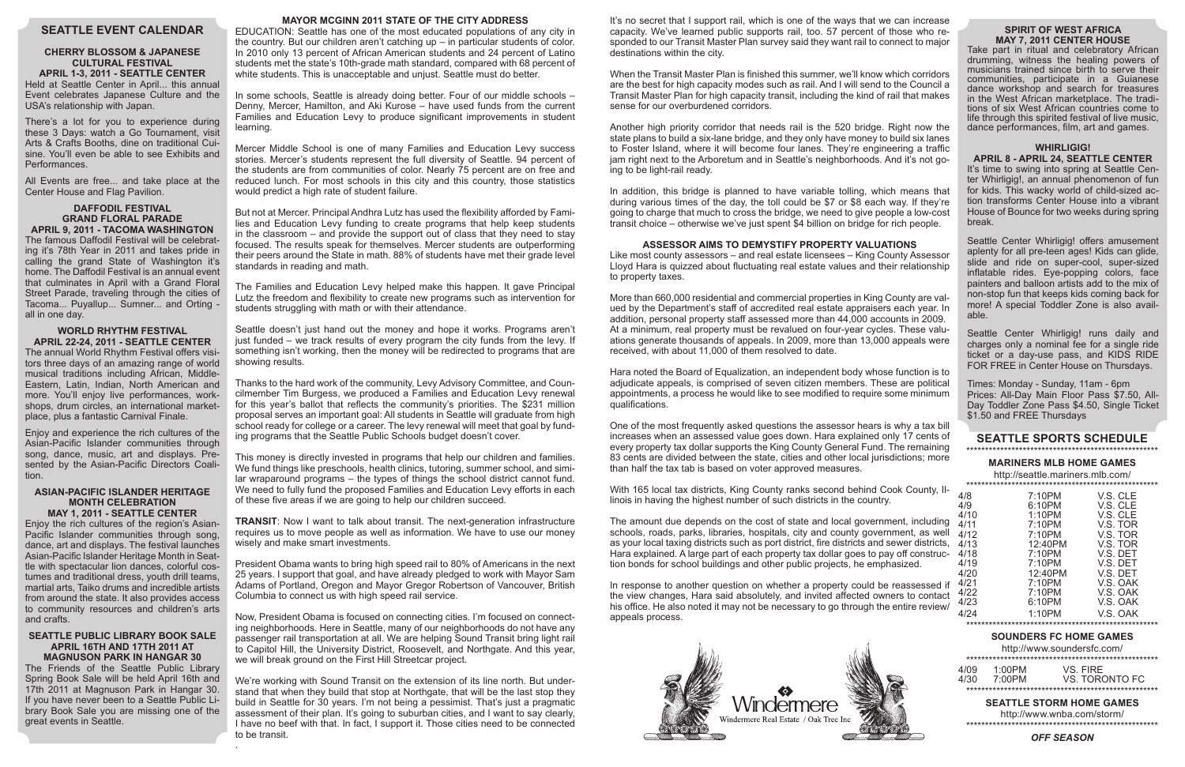## SEATTLE EVENT CALENDAR

### CHERRY BLOSSOM & JAPANESE CULTURAL FESTIVAL
### APRIL 1-3, 2011 - SEATTLE CENTER

Held at Seattle Center in April... this annual Event celebrates Japanese Culture and the USA's relationship with Japan.

There's a lot for you to experience during these 3 Days: watch a Go Tournament, visit Arts & Crafts Booths, dine on traditional Cuisine. You'll even be able to see Exhibits and Performances.

All Events are free... and take place at the Center House and Flag Pavilion.

### DAFFODIL FESTIVAL GRAND FLORAL PARADE
### APRIL 9, 2011 - TACOMA WASHINGTON

The famous Daffodil Festival will be celebrating it's 78th Year in 2011 and takes pride in calling the grand State of Washington it's home. The Daffodil Festival is an annual event that culminates in April with a Grand Floral Street Parade, traveling through the cities of Tacoma... Puyallup... Sumner... and Orting - all in one day.

### WORLD RHYTHM FESTIVAL
### APRIL 22-24, 2011 - SEATTLE CENTER

The annual World Rhythm Festival offers visitors three days of an amazing range of world musical traditions including African, Middle-Eastern, Latin, Indian, North American and more. You'll enjoy live performances, workshops, drum circles, an international marketplace, plus a fantastic Carnival Finale.

Enjoy and experience the rich cultures of the Asian-Pacific Islander communities through song, dance, music, art and displays. Presented by the Asian-Pacific Directors Coalition.

### ASIAN-PACIFIC ISLANDER HERITAGE MONTH CELEBRATION
### MAY 1, 2011 - SEATTLE CENTER

Enjoy the rich cultures of the region's Asian-Pacific Islander communities through song, dance, art and displays. The festival launches Asian-Pacific Islander Heritage Month in Seattle with spectacular lion dances, colorful costumes and traditional dress, youth drill teams, martial arts, Taiko drums and incredible artists from around the state. It also provides access to community resources and children's arts and crafts.

### SEATTLE PUBLIC LIBRARY BOOK SALE
### APRIL 16TH AND 17TH 2011 AT MAGNUSON PARK IN HANGAR 30

The Friends of the Seattle Public Library Spring Book Sale will be held April 16th and 17th 2011 at Magnuson Park in Hangar 30. If you have never been to a Seattle Public Library Book Sale you are missing one of the great events in Seattle.

## MAYOR MCGINN 2011 STATE OF THE CITY ADDRESS

EDUCATION: Seattle has one of the most educated populations of any city in the country. But our children aren't catching up – in particular students of color. In 2010 only 13 percent of African American students and 24 percent of Latino students met the state's 10th-grade math standard, compared with 68 percent of white students. This is unacceptable and unjust. Seattle must do better.

In some schools, Seattle is already doing better. Four of our middle schools – Denny, Mercer, Hamilton, and Aki Kurose – have used funds from the current Families and Education Levy to produce significant improvements in student learning.

Mercer Middle School is one of many Families and Education Levy success stories. Mercer's students represent the full diversity of Seattle. 94 percent of the students are from communities of color. Nearly 75 percent are on free and reduced lunch. For most schools in this city and this country, those statistics would predict a high rate of student failure.

But not at Mercer. Principal Andhra Lutz has used the flexibility afforded by Families and Education Levy funding to create programs that help keep students in the classroom – and provide the support out of class that they need to stay focused. The results speak for themselves. Mercer students are outperforming their peers around the State in math. 88% of students have met their grade level standards in reading and math.

The Families and Education Levy helped make this happen. It gave Principal Lutz the freedom and flexibility to create new programs such as intervention for students struggling with math or with their attendance.

Seattle doesn't just hand out the money and hope it works. Programs aren't just funded – we track results of every program the city funds from the levy. If something isn't working, then the money will be redirected to programs that are showing results.

Thanks to the hard work of the community, Levy Advisory Committee, and Councilmember Tim Burgess, we produced a Families and Education Levy renewal for this year's ballot that reflects the community's priorities. The $231 million proposal serves an important goal: All students in Seattle will graduate from high school ready for college or a career. The levy renewal will meet that goal by funding programs that the Seattle Public Schools budget doesn't cover.

This money is directly invested in programs that help our children and families. We fund things like preschools, health clinics, tutoring, summer school, and similar wraparound programs – the types of things the school district cannot fund. We need to fully fund the proposed Families and Education Levy efforts in each of these five areas if we are going to help our children succeed.

**TRANSIT**: Now I want to talk about transit. The next-generation infrastructure requires us to move people as well as information. We have to use our money wisely and make smart investments.

President Obama wants to bring high speed rail to 80% of Americans in the next 25 years. I support that goal, and have already pledged to work with Mayor Sam Adams of Portland, Oregon and Mayor Gregor Robertson of Vancouver, British Columbia to connect us with high speed rail service.

Now, President Obama is focused on connecting cities. I'm focused on connecting neighborhoods. Here in Seattle, many of our neighborhoods do not have any passenger rail transportation at all. We are helping Sound Transit bring light rail to Capitol Hill, the University District, Roosevelt, and Northgate. And this year, we will break ground on the First Hill Streetcar project.

We're working with Sound Transit on the extension of its line north. But understand that when they build that stop at Northgate, that will be the last stop they build in Seattle for 30 years. I'm not being a pessimist. That's just a pragmatic assessment of their plan. It's going to suburban cities, and I want to say clearly, I have no beef with that. In fact, I support it. Those cities need to be connected to be transit.

It's no secret that I support rail, which is one of the ways that we can increase capacity. We've learned public supports rail, too. 57 percent of those who responded to our Transit Master Plan survey said they want rail to connect to major destinations within the city.

When the Transit Master Plan is finished this summer, we'll know which corridors are the best for high capacity modes such as rail. And I will send to the Council a Transit Master Plan for high capacity transit, including the kind of rail that makes sense for our overburdened corridors.

Another high priority corridor that needs rail is the 520 bridge. Right now the state plans to build a six-lane bridge, and they only have money to build six lanes to Foster Island, where it will become four lanes. They're engineering a traffic jam right next to the Arboretum and in Seattle's neighborhoods. And it's not going to be light-rail ready.

In addition, this bridge is planned to have variable tolling, which means that during various times of the day, the toll could be $7 or $8 each way. If they're going to charge that much to cross the bridge, we need to give people a low-cost transit choice – otherwise we've just spent $4 billion on bridge for rich people.

## ASSESSOR AIMS TO DEMYSTIFY PROPERTY VALUATIONS

Like most county assessors – and real estate licensees – King County Assessor Lloyd Hara is quizzed about fluctuating real estate values and their relationship to property taxes.

More than 660,000 residential and commercial properties in King County are valued by the Department's staff of accredited real estate appraisers each year. In addition, personal property staff assessed more than 44,000 accounts in 2009. At a minimum, real property must be revalued on four-year cycles. These valuations generate thousands of appeals. In 2009, more than 13,000 appeals were received, with about 11,000 of them resolved to date.

Hara noted the Board of Equalization, an independent body whose function is to adjudicate appeals, is comprised of seven citizen members. These are political appointments, a process he would like to see modified to require some minimum qualifications.

One of the most frequently asked questions the assessor hears is why a tax bill increases when an assessed value goes down. Hara explained only 17 cents of every property tax dollar supports the King County General Fund. The remaining 83 cents are divided between the state, cities and other local jurisdictions; more than half the tax tab is based on voter approved measures.

With 165 local tax districts, King County ranks second behind Cook County, Illinois in having the highest number of such districts in the country.

The amount due depends on the cost of state and local government, including schools, roads, parks, libraries, hospitals, city and county government, as well as your local taxing districts such as port district, fire districts and sewer districts, Hara explained. A large part of each property tax dollar goes to pay off construction bonds for school buildings and other public projects, he emphasized.

In response to another question on whether a property could be reassessed if the view changes, Hara said absolutely, and invited affected owners to contact his office. He also noted it may not be necessary to go through the entire review/appeals process.

Windermere
Windermere Real Estate / Oak Tree Inc

### SPIRIT OF WEST AFRICA
### MAY 7, 2011 CENTER HOUSE

Take part in ritual and celebratory African drumming, witness the healing powers of musicians trained since birth to serve their communities, participate in a Guianese dance workshop and search for treasures in the West African marketplace. The traditions of six West African countries come to life through this spirited festival of live music, dance performances, film, art and games.

### WHIRLIGIG!
### APRIL 8 - APRIL 24, SEATTLE CENTER

It's time to swing into spring at Seattle Center Whirligig!, an annual phenomenon of fun for kids. This wacky world of child-sized action transforms Center House into a vibrant House of Bounce for two weeks during spring break.

Seattle Center Whirligig! offers amusement aplenty for all pre-teen ages! Kids can glide, slide and ride on super-cool, super-sized inflatable rides. Eye-popping colors, face painters and balloon artists add to the mix of non-stop fun that keeps kids coming back for more! A special Toddler Zone is also available.

Seattle Center Whirligig! runs daily and charges only a nominal fee for a single ride ticket or a day-use pass, and KIDS RIDE FOR FREE in Center House on Thursdays.

Times: Monday - Sunday, 11am - 6pm
Prices: All-Day Main Floor Pass $7.50, All-Day Toddler Zone Pass $4.50, Single Ticket $1.50 and FREE Thursdays

## SEATTLE SPORTS SCHEDULE

### MARINERS MLB HOME GAMES

http://seattle.mariners.mlb.com/

| | | |
|---|---|---|
| 4/8 | 7:10PM | V.S. CLE |
| 4/9 | 6:10PM | V.S. CLE |
| 4/10 | 1:10PM | V.S. CLE |
| 4/11 | 7:10PM | V.S. TOR |
| 4/12 | 7:10PM | V.S. TOR |
| 4/13 | 12:40PM | V.S. TOR |
| 4/18 | 7:10PM | V.S. DET |
| 4/19 | 7:10PM | V.S. DET |
| 4/20 | 12:40PM | V.S. DET |
| 4/21 | 7:10PM | V.S. OAK |
| 4/22 | 7:10PM | V.S. OAK |
| 4/23 | 6:10PM | V.S. OAK |
| 4/24 | 1:10PM | V.S. OAK |

### SOUNDERS FC HOME GAMES

http://www.soundersfc.com/

| | | |
|---|---|---|
| 4/09 | 1:00PM | VS. FIRE |
| 4/30 | 7:00PM | VS. TORONTO FC |

### SEATTLE STORM HOME GAMES

http://www.wnba.com/storm/

*OFF SEASON*